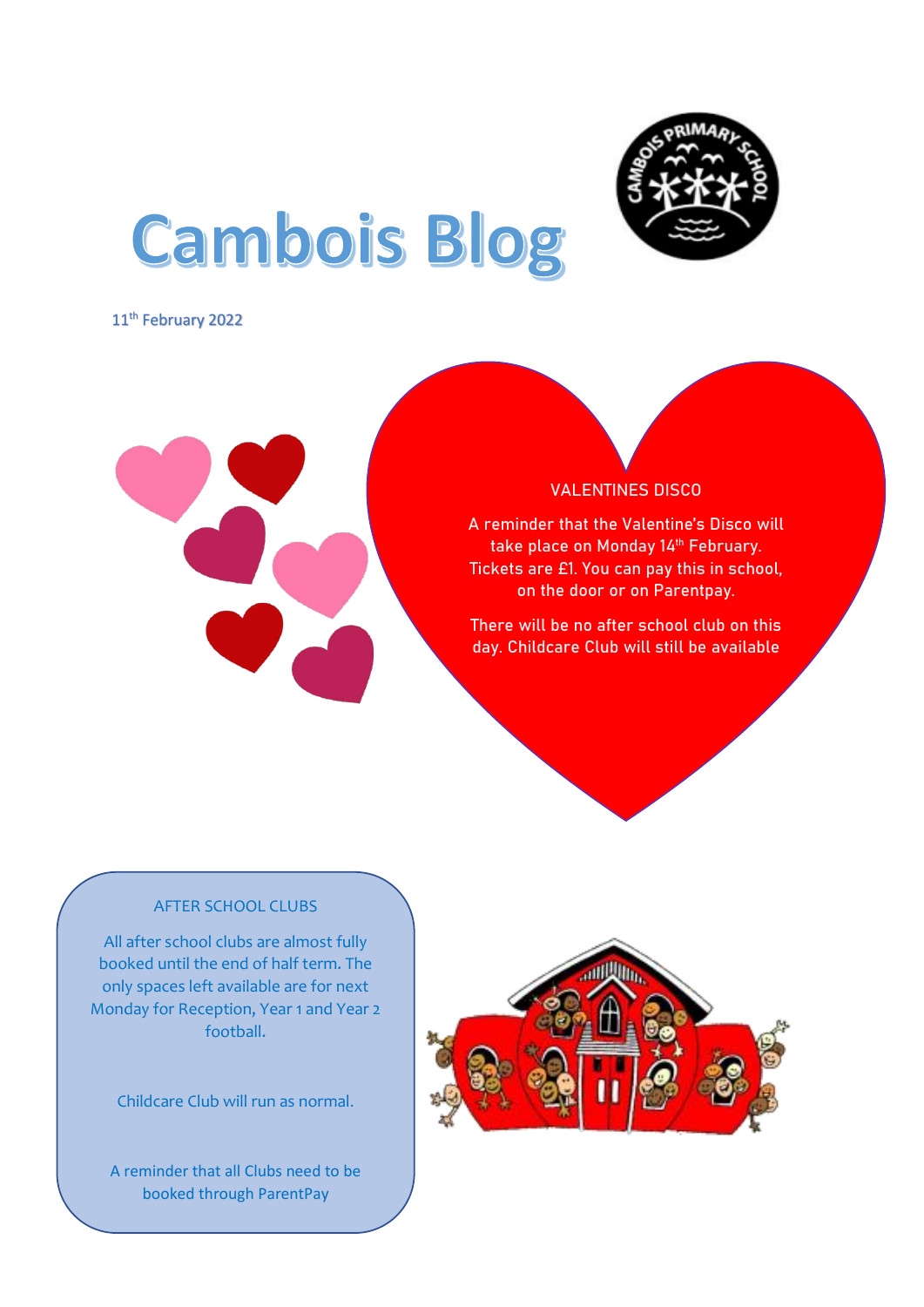# Cambois Blog

11th February 2022

## VALENTINES DISCO

A reminder that the Valentine's Disco will take place on Monday 14th February. Tickets are £1. You can pay this in school, on the door or on Parentpay.

There will be no after school club on this day. Childcare Club will still be available

## AFTER SCHOOL CLUBS

All after school clubs are almost fully booked until the end of half term. The only spaces left available are for next Monday for Reception, Year 1 and Year 2 football.

Childcare Club will run as normal.

A reminder that all Clubs need to be booked through ParentPay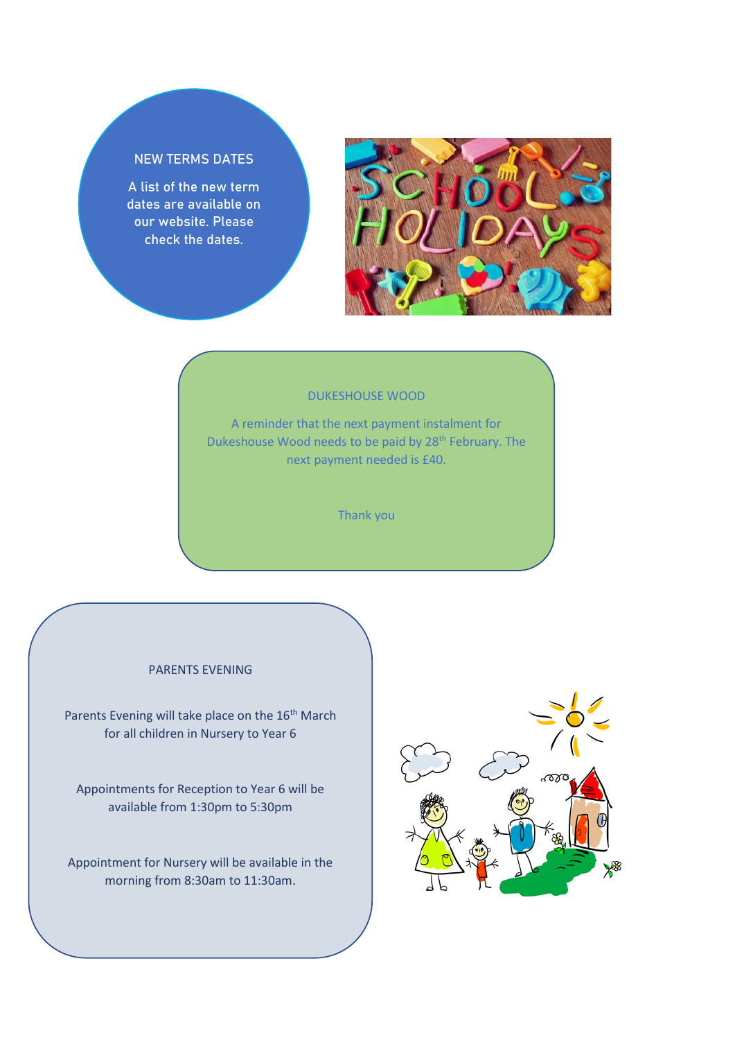## NEW TERMS DATES

A list of the new term dates are available on our website. Please check the dates.

## DUKESHOUSE WOOD

A reminder that the next payment instalment for Dukeshouse Wood needs to be paid by 28th February. The next payment needed is £40.

Thank you

## PARENTS EVENING

Parents Evening will take place on the 16th March for all children in Nursery to Year 6

Appointments for Reception to Year 6 will be available from 1:30pm to 5:30pm

Appointment for Nursery will be available in the morning from 8:30am to 11:30am.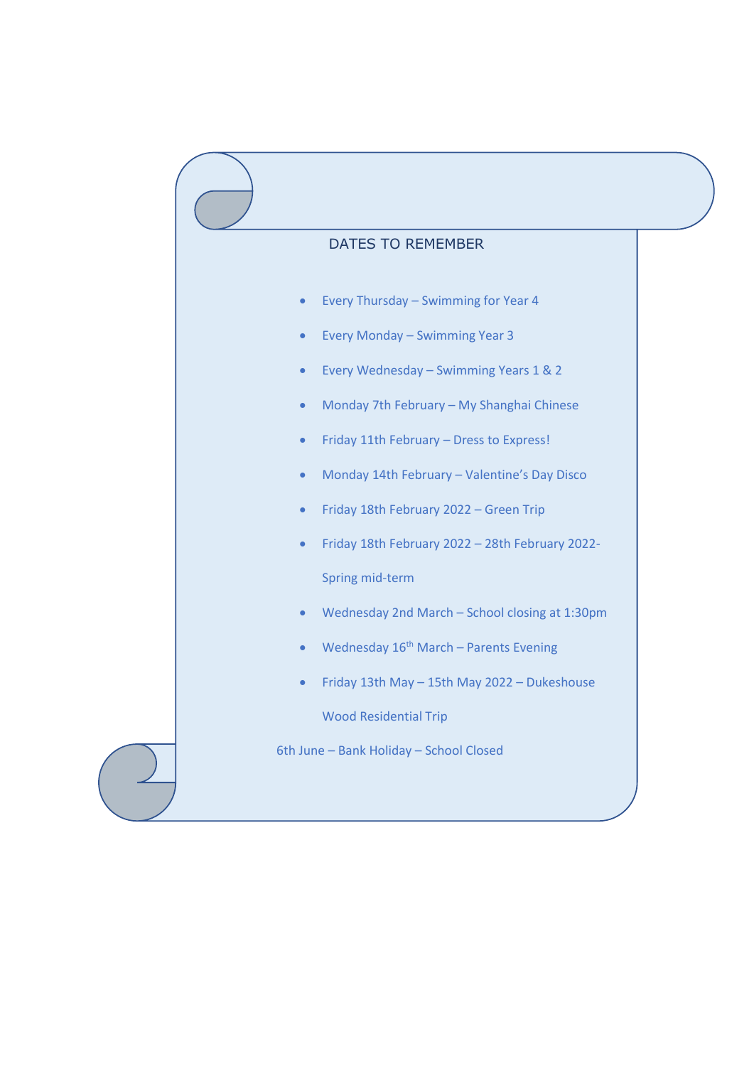## DATES TO REMEMBER

- Every Thursday – Swimming for Year 4
- Every Monday – Swimming Year 3
- Every Wednesday – Swimming Years 1 & 2
- Monday 7th February – My Shanghai Chinese
- Friday 11th February – Dress to Express!
- Monday 14th February – Valentine's Day Disco
- Friday 18th February 2022 – Green Trip
- Friday 18th February 2022 – 28th February 2022- Spring mid-term
- Wednesday 2nd March – School closing at 1:30pm
- Wednesday 16th March – Parents Evening
- Friday 13th May – 15th May 2022 – Dukeshouse Wood Residential Trip

6th June – Bank Holiday – School Closed